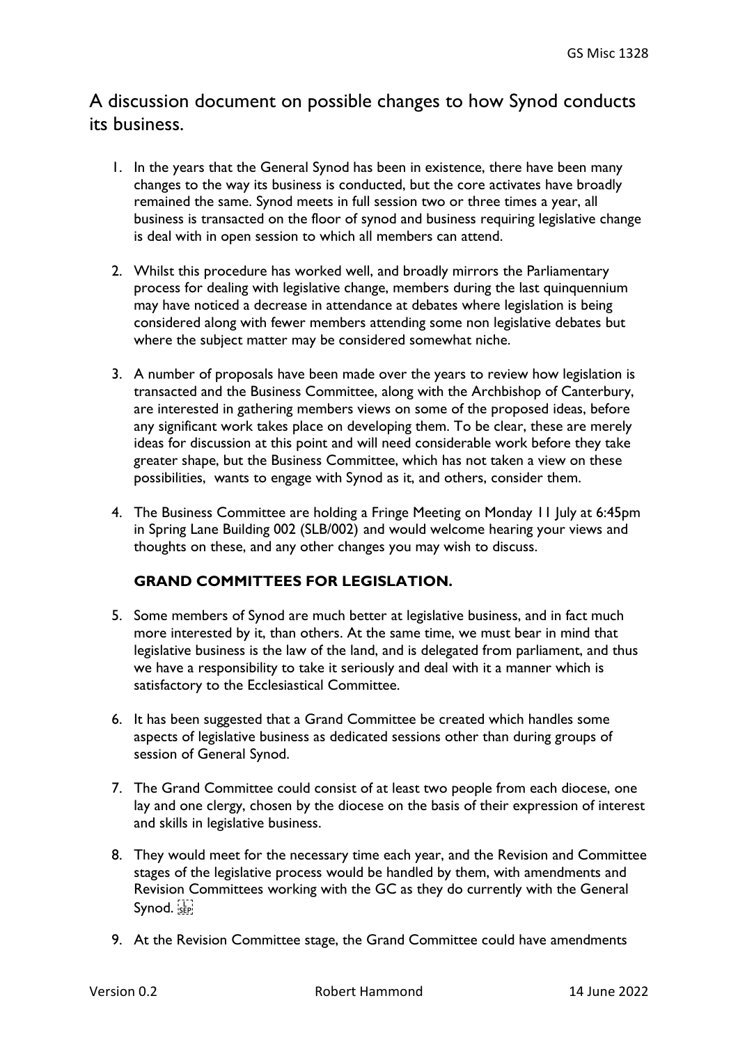# A discussion document on possible changes to how Synod conducts its business.

1. In the years that the General Synod has been in existence, there have been many changes to the way its business is conducted, but the core activates have broadly remained the same. Synod meets in full session two or three times a year, all business is transacted on the floor of synod and business requiring legislative change is deal with in open session to which all members can attend.

2. Whilst this procedure has worked well, and broadly mirrors the Parliamentary process for dealing with legislative change, members during the last quinquennium may have noticed a decrease in attendance at debates where legislation is being considered along with fewer members attending some non legislative debates but where the subject matter may be considered somewhat niche.

3. A number of proposals have been made over the years to review how legislation is transacted and the Business Committee, along with the Archbishop of Canterbury, are interested in gathering members views on some of the proposed ideas, before any significant work takes place on developing them. To be clear, these are merely ideas for discussion at this point and will need considerable work before they take greater shape, but the Business Committee, which has not taken a view on these possibilities, wants to engage with Synod as it, and others, consider them.

4. The Business Committee are holding a Fringe Meeting on Monday 11 July at 6:45pm in Spring Lane Building 002 (SLB/002) and would welcome hearing your views and thoughts on these, and any other changes you may wish to discuss.

**GRAND COMMITTEES FOR LEGISLATION.**

5. Some members of Synod are much better at legislative business, and in fact much more interested by it, than others. At the same time, we must bear in mind that legislative business is the law of the land, and is delegated from parliament, and thus we have a responsibility to take it seriously and deal with it a manner which is satisfactory to the Ecclesiastical Committee.

6. It has been suggested that a Grand Committee be created which handles some aspects of legislative business as dedicated sessions other than during groups of session of General Synod.

7. The Grand Committee could consist of at least two people from each diocese, one lay and one clergy, chosen by the diocese on the basis of their expression of interest and skills in legislative business.

8. They would meet for the necessary time each year, and the Revision and Committee stages of the legislative process would be handled by them, with amendments and Revision Committees working with the GC as they do currently with the General Synod.

9. At the Revision Committee stage, the Grand Committee could have amendments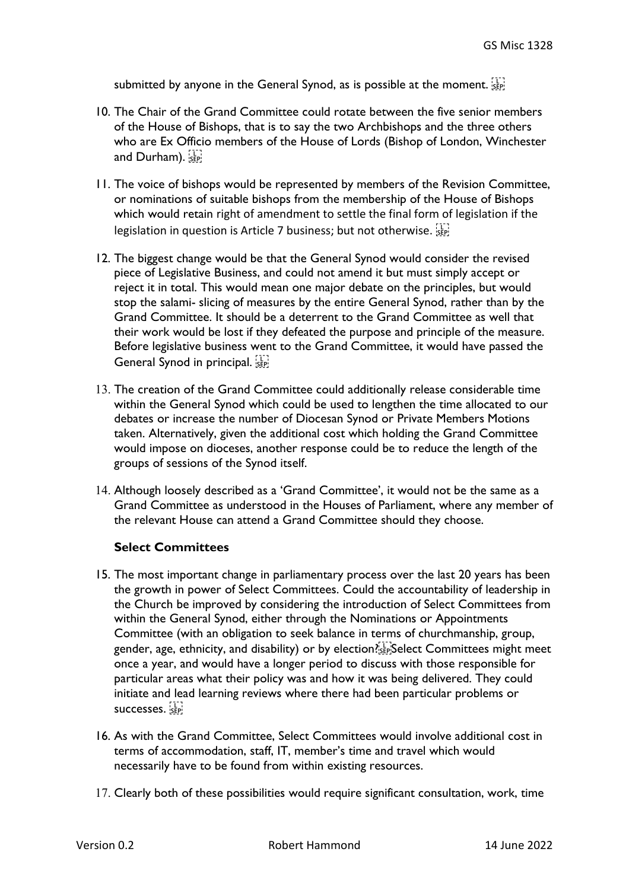submitted by anyone in the General Synod, as is possible at the moment.

10. The Chair of the Grand Committee could rotate between the five senior members of the House of Bishops, that is to say the two Archbishops and the three others who are Ex Officio members of the House of Lords (Bishop of London, Winchester and Durham).

11. The voice of bishops would be represented by members of the Revision Committee, or nominations of suitable bishops from the membership of the House of Bishops which would retain right of amendment to settle the final form of legislation if the legislation in question is Article 7 business; but not otherwise.

12. The biggest change would be that the General Synod would consider the revised piece of Legislative Business, and could not amend it but must simply accept or reject it in total. This would mean one major debate on the principles, but would stop the salami- slicing of measures by the entire General Synod, rather than by the Grand Committee. It should be a deterrent to the Grand Committee as well that their work would be lost if they defeated the purpose and principle of the measure. Before legislative business went to the Grand Committee, it would have passed the General Synod in principal.

13. The creation of the Grand Committee could additionally release considerable time within the General Synod which could be used to lengthen the time allocated to our debates or increase the number of Diocesan Synod or Private Members Motions taken. Alternatively, given the additional cost which holding the Grand Committee would impose on dioceses, another response could be to reduce the length of the groups of sessions of the Synod itself.

14. Although loosely described as a 'Grand Committee', it would not be the same as a Grand Committee as understood in the Houses of Parliament, where any member of the relevant House can attend a Grand Committee should they choose.

### Select Committees

15. The most important change in parliamentary process over the last 20 years has been the growth in power of Select Committees. Could the accountability of leadership in the Church be improved by considering the introduction of Select Committees from within the General Synod, either through the Nominations or Appointments Committee (with an obligation to seek balance in terms of churchmanship, group, gender, age, ethnicity, and disability) or by election? Select Committees might meet once a year, and would have a longer period to discuss with those responsible for particular areas what their policy was and how it was being delivered. They could initiate and lead learning reviews where there had been particular problems or successes.

16. As with the Grand Committee, Select Committees would involve additional cost in terms of accommodation, staff, IT, member's time and travel which would necessarily have to be found from within existing resources.

17. Clearly both of these possibilities would require significant consultation, work, time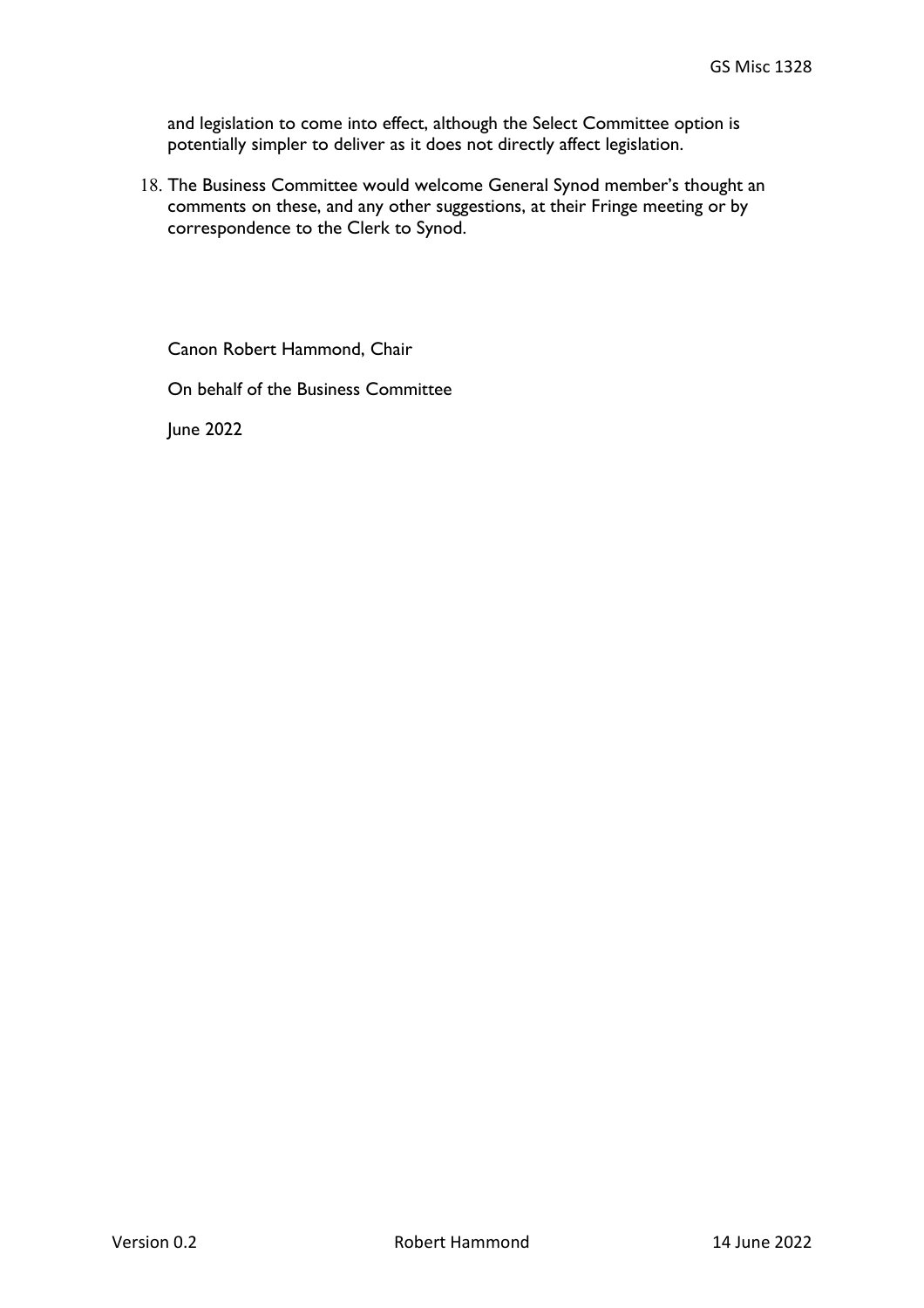and legislation to come into effect, although the Select Committee option is potentially simpler to deliver as it does not directly affect legislation.

18. The Business Committee would welcome General Synod member's thought an comments on these, and any other suggestions, at their Fringe meeting or by correspondence to the Clerk to Synod.

Canon Robert Hammond, Chair

On behalf of the Business Committee

June 2022